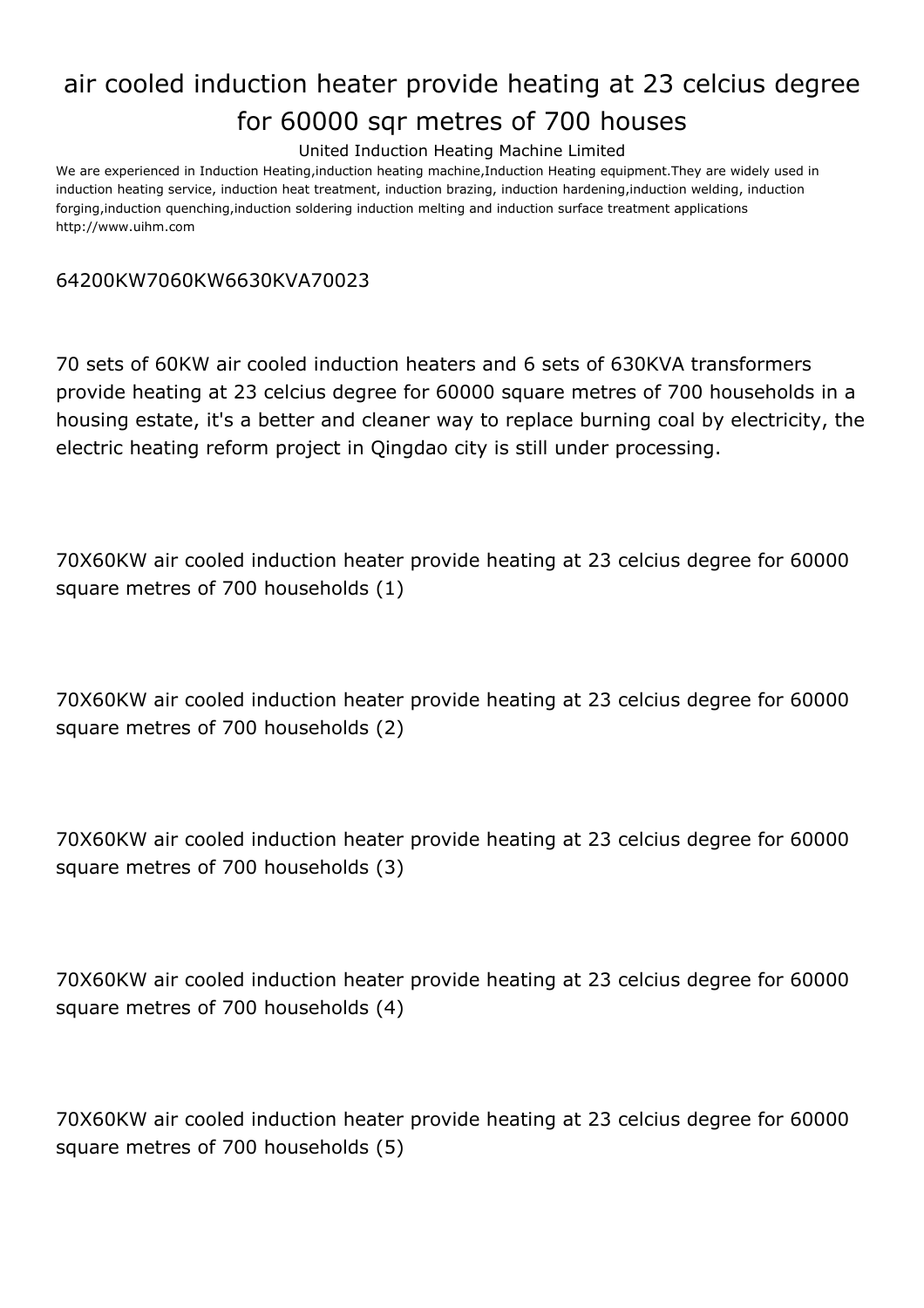# air cooled induction heater provide heating at 23 celcius degree for 60000 sqr metres of 700 houses

United Induction Heating Machine Limited

We are experienced in Induction Heating,induction heating machine,Induction Heating equipment.They are widely used in induction heating service, induction heat treatment, induction brazing, induction hardening,induction welding, induction forging,induction quenching,induction soldering induction melting and induction surface treatment applications
http://www.uihm.com

64200KW7060KW6630KVA70023

70 sets of 60KW air cooled induction heaters and 6 sets of 630KVA transformers provide heating at 23 celcius degree for 60000 square metres of 700 households in a housing estate, it's a better and cleaner way to replace burning coal by electricity, the electric heating reform project in Qingdao city is still under processing.

70X60KW air cooled induction heater provide heating at 23 celcius degree for 60000 square metres of 700 households (1)

70X60KW air cooled induction heater provide heating at 23 celcius degree for 60000 square metres of 700 households (2)

70X60KW air cooled induction heater provide heating at 23 celcius degree for 60000 square metres of 700 households (3)

70X60KW air cooled induction heater provide heating at 23 celcius degree for 60000 square metres of 700 households (4)

70X60KW air cooled induction heater provide heating at 23 celcius degree for 60000 square metres of 700 households (5)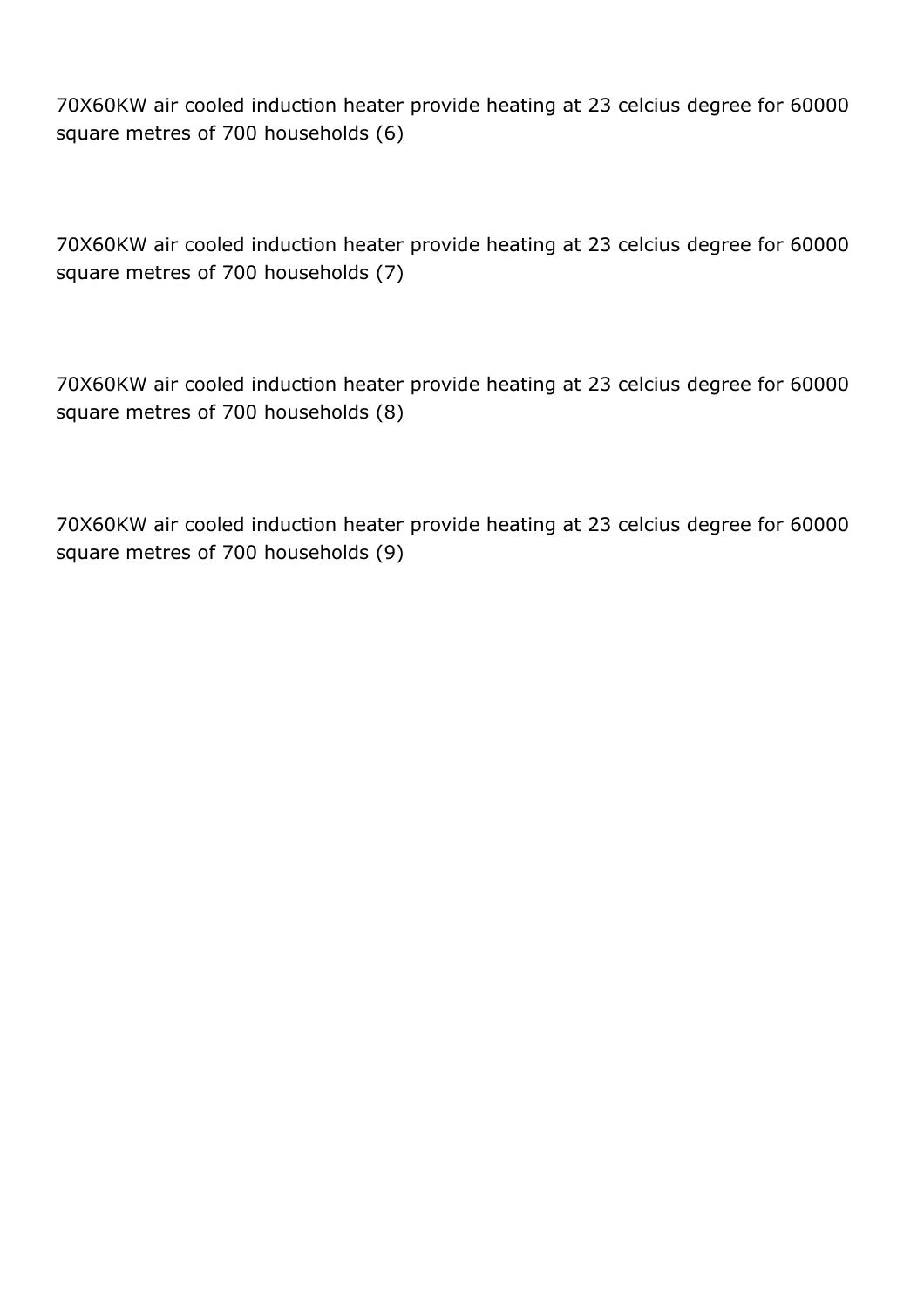70X60KW air cooled induction heater provide heating at 23 celcius degree for 60000 square metres of 700 households (6)

70X60KW air cooled induction heater provide heating at 23 celcius degree for 60000 square metres of 700 households (7)

70X60KW air cooled induction heater provide heating at 23 celcius degree for 60000 square metres of 700 households (8)

70X60KW air cooled induction heater provide heating at 23 celcius degree for 60000 square metres of 700 households (9)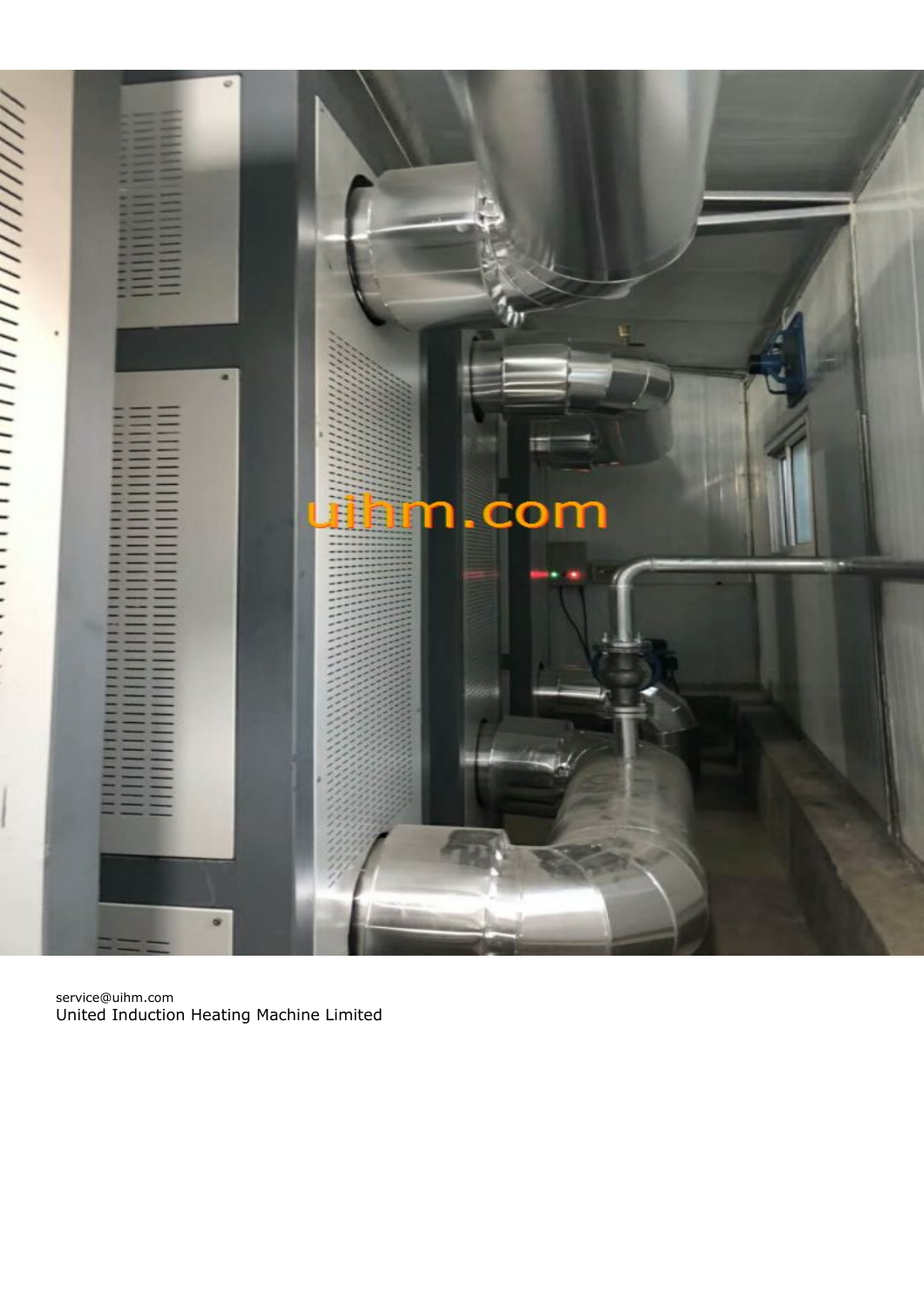service@uihm.com
United Induction Heating Machine Limited